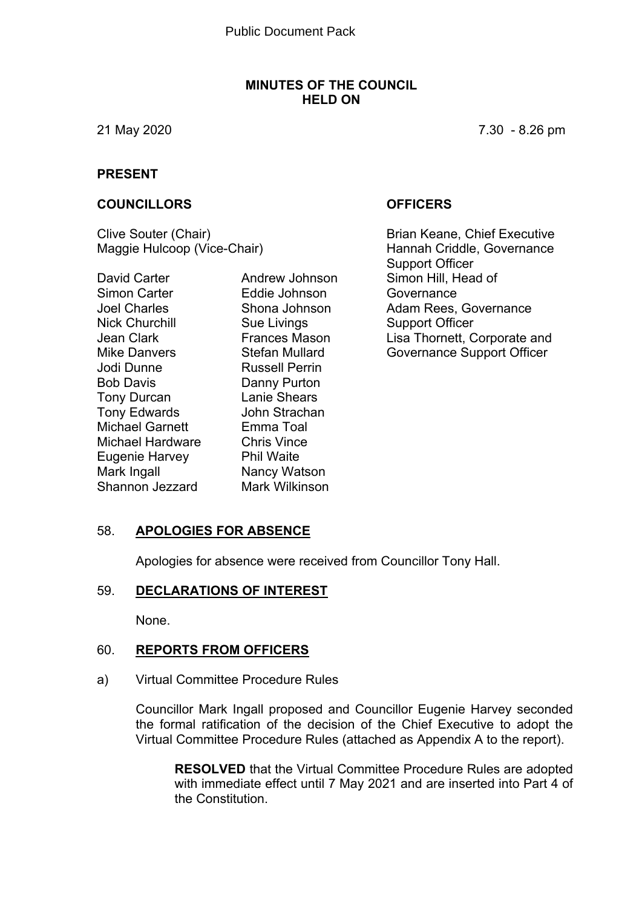Public Document Pack

# MINUTES OF THE COUNCIL HELD ON

21 May 2020 7.30 - 8.26 pm

## PRESENT

### COUNCILLORS

Clive Souter (Chair)
Maggie Hulcoop (Vice-Chair)

David Carter
Simon Carter
Joel Charles
Nick Churchill
Jean Clark
Mike Danvers
Jodi Dunne
Bob Davis
Tony Durcan
Tony Edwards
Michael Garnett
Michael Hardware
Eugenie Harvey
Mark Ingall
Shannon Jezzard
Andrew Johnson
Eddie Johnson
Shona Johnson
Sue Livings
Frances Mason
Stefan Mullard
Russell Perrin
Danny Purton
Lanie Shears
John Strachan
Emma Toal
Chris Vince
Phil Waite
Nancy Watson
Mark Wilkinson

### OFFICERS

Brian Keane, Chief Executive
Hannah Criddle, Governance Support Officer
Simon Hill, Head of Governance
Adam Rees, Governance Support Officer
Lisa Thornett, Corporate and Governance Support Officer

## 58. APOLOGIES FOR ABSENCE

Apologies for absence were received from Councillor Tony Hall.

## 59. DECLARATIONS OF INTEREST

None.

## 60. REPORTS FROM OFFICERS

a) Virtual Committee Procedure Rules

Councillor Mark Ingall proposed and Councillor Eugenie Harvey seconded the formal ratification of the decision of the Chief Executive to adopt the Virtual Committee Procedure Rules (attached as Appendix A to the report).

**RESOLVED** that the Virtual Committee Procedure Rules are adopted with immediate effect until 7 May 2021 and are inserted into Part 4 of the Constitution.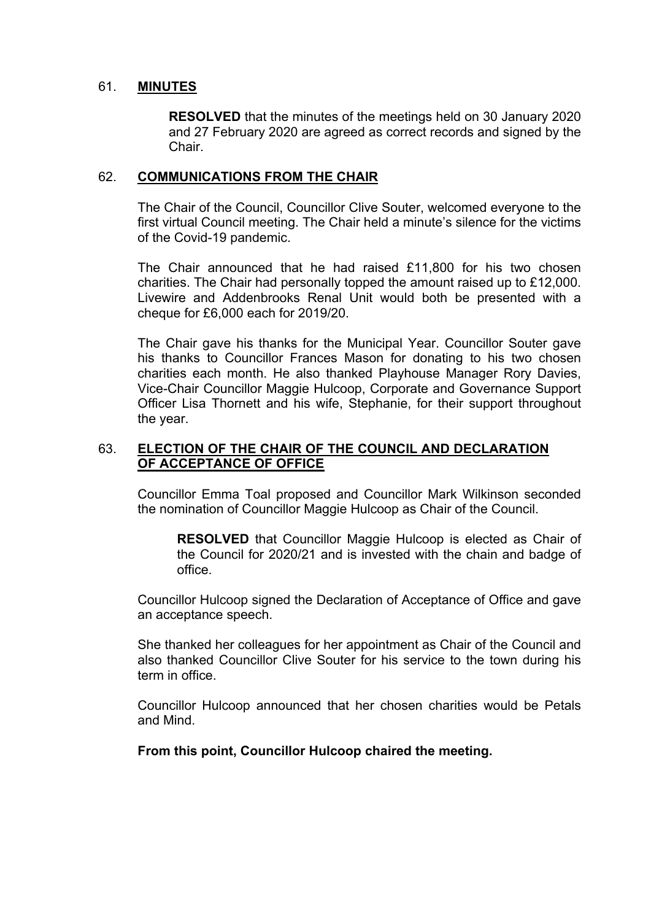## 61. **MINUTES**

**RESOLVED** that the minutes of the meetings held on 30 January 2020 and 27 February 2020 are agreed as correct records and signed by the Chair.

## 62. **COMMUNICATIONS FROM THE CHAIR**

The Chair of the Council, Councillor Clive Souter, welcomed everyone to the first virtual Council meeting. The Chair held a minute's silence for the victims of the Covid-19 pandemic.

The Chair announced that he had raised £11,800 for his two chosen charities. The Chair had personally topped the amount raised up to £12,000. Livewire and Addenbrooks Renal Unit would both be presented with a cheque for £6,000 each for 2019/20.

The Chair gave his thanks for the Municipal Year. Councillor Souter gave his thanks to Councillor Frances Mason for donating to his two chosen charities each month. He also thanked Playhouse Manager Rory Davies, Vice-Chair Councillor Maggie Hulcoop, Corporate and Governance Support Officer Lisa Thornett and his wife, Stephanie, for their support throughout the year.

## 63. **ELECTION OF THE CHAIR OF THE COUNCIL AND DECLARATION OF ACCEPTANCE OF OFFICE**

Councillor Emma Toal proposed and Councillor Mark Wilkinson seconded the nomination of Councillor Maggie Hulcoop as Chair of the Council.

**RESOLVED** that Councillor Maggie Hulcoop is elected as Chair of the Council for 2020/21 and is invested with the chain and badge of office.

Councillor Hulcoop signed the Declaration of Acceptance of Office and gave an acceptance speech.

She thanked her colleagues for her appointment as Chair of the Council and also thanked Councillor Clive Souter for his service to the town during his term in office.

Councillor Hulcoop announced that her chosen charities would be Petals and Mind.

**From this point, Councillor Hulcoop chaired the meeting.**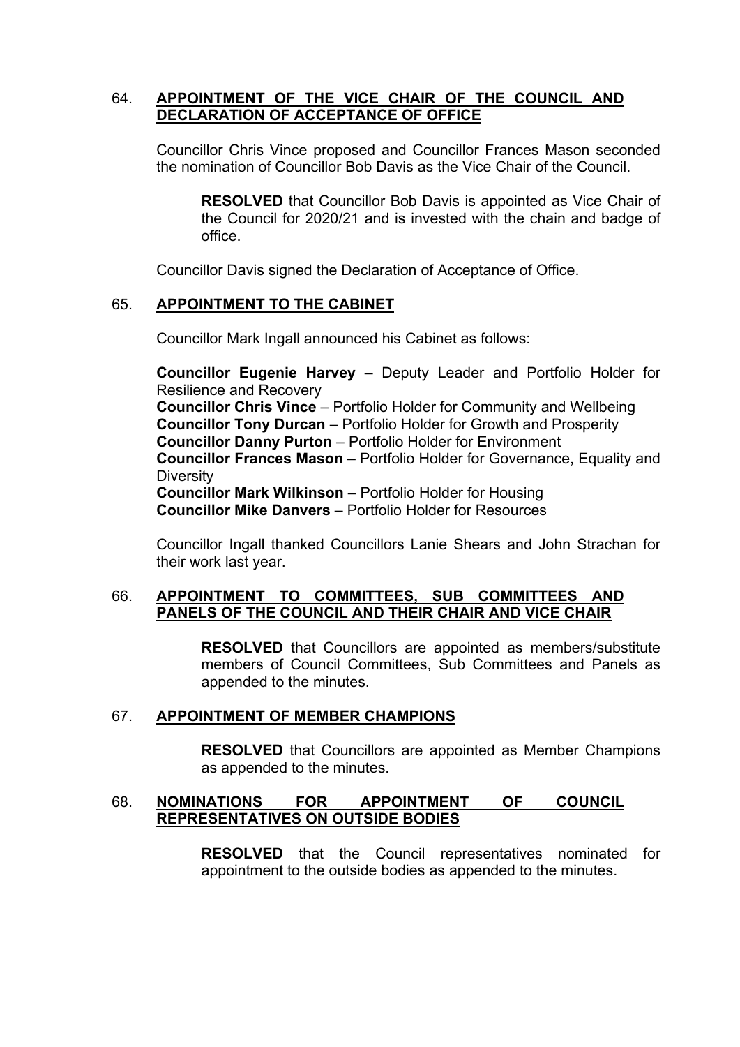64. **APPOINTMENT OF THE VICE CHAIR OF THE COUNCIL AND DECLARATION OF ACCEPTANCE OF OFFICE**

Councillor Chris Vince proposed and Councillor Frances Mason seconded the nomination of Councillor Bob Davis as the Vice Chair of the Council.

> **RESOLVED** that Councillor Bob Davis is appointed as Vice Chair of the Council for 2020/21 and is invested with the chain and badge of office.

Councillor Davis signed the Declaration of Acceptance of Office.

65. **APPOINTMENT TO THE CABINET**

Councillor Mark Ingall announced his Cabinet as follows:

**Councillor Eugenie Harvey** – Deputy Leader and Portfolio Holder for Resilience and Recovery
**Councillor Chris Vince** – Portfolio Holder for Community and Wellbeing
**Councillor Tony Durcan** – Portfolio Holder for Growth and Prosperity
**Councillor Danny Purton** – Portfolio Holder for Environment
**Councillor Frances Mason** – Portfolio Holder for Governance, Equality and Diversity
**Councillor Mark Wilkinson** – Portfolio Holder for Housing
**Councillor Mike Danvers** – Portfolio Holder for Resources

Councillor Ingall thanked Councillors Lanie Shears and John Strachan for their work last year.

66. **APPOINTMENT TO COMMITTEES, SUB COMMITTEES AND PANELS OF THE COUNCIL AND THEIR CHAIR AND VICE CHAIR**

> **RESOLVED** that Councillors are appointed as members/substitute members of Council Committees, Sub Committees and Panels as appended to the minutes.

67. **APPOINTMENT OF MEMBER CHAMPIONS**

> **RESOLVED** that Councillors are appointed as Member Champions as appended to the minutes.

68. **NOMINATIONS FOR APPOINTMENT OF COUNCIL REPRESENTATIVES ON OUTSIDE BODIES**

> **RESOLVED** that the Council representatives nominated for appointment to the outside bodies as appended to the minutes.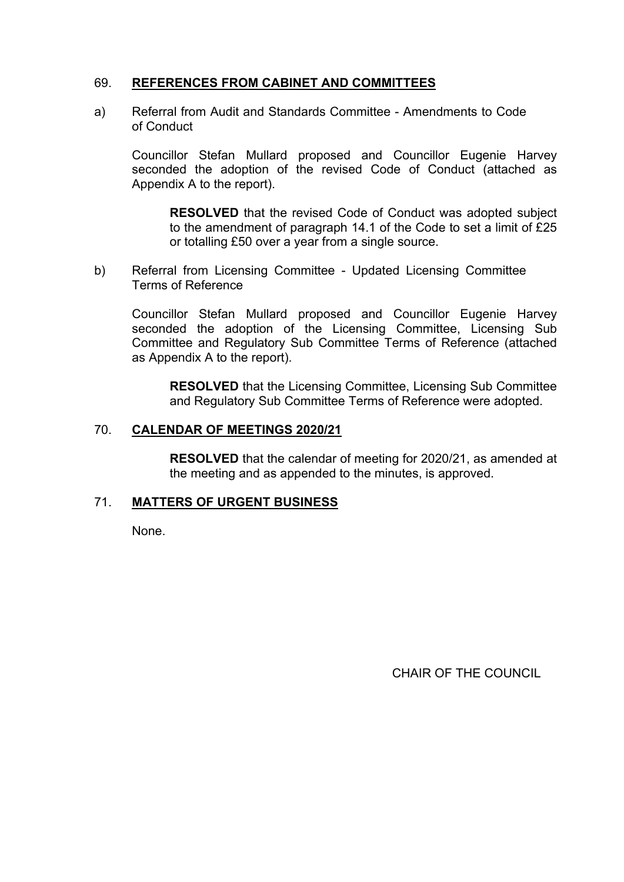## 69. **REFERENCES FROM CABINET AND COMMITTEES**

a) Referral from Audit and Standards Committee - Amendments to Code of Conduct

Councillor Stefan Mullard proposed and Councillor Eugenie Harvey seconded the adoption of the revised Code of Conduct (attached as Appendix A to the report).

> **RESOLVED** that the revised Code of Conduct was adopted subject to the amendment of paragraph 14.1 of the Code to set a limit of £25 or totalling £50 over a year from a single source.

b) Referral from Licensing Committee - Updated Licensing Committee Terms of Reference

Councillor Stefan Mullard proposed and Councillor Eugenie Harvey seconded the adoption of the Licensing Committee, Licensing Sub Committee and Regulatory Sub Committee Terms of Reference (attached as Appendix A to the report).

> **RESOLVED** that the Licensing Committee, Licensing Sub Committee and Regulatory Sub Committee Terms of Reference were adopted.

## 70. **CALENDAR OF MEETINGS 2020/21**

> **RESOLVED** that the calendar of meeting for 2020/21, as amended at the meeting and as appended to the minutes, is approved.

## 71. **MATTERS OF URGENT BUSINESS**

None.

CHAIR OF THE COUNCIL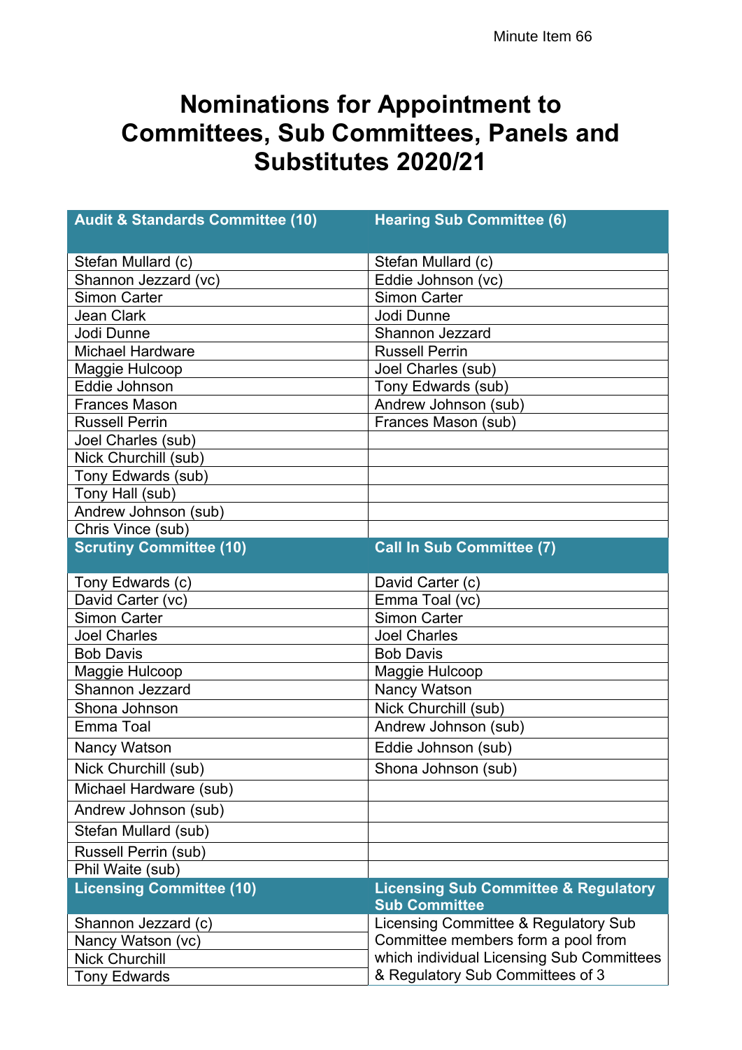Minute Item 66

# Nominations for Appointment to Committees, Sub Committees, Panels and Substitutes 2020/21

| Audit & Standards Committee (10) | Hearing Sub Committee (6) |
|---|---|
| Stefan Mullard (c) | Stefan Mullard (c) |
| Shannon Jezzard (vc) | Eddie Johnson (vc) |
| Simon Carter | Simon Carter |
| Jean Clark | Jodi Dunne |
| Jodi Dunne | Shannon Jezzard |
| Michael Hardware | Russell Perrin |
| Maggie Hulcoop | Joel Charles (sub) |
| Eddie Johnson | Tony Edwards (sub) |
| Frances Mason | Andrew Johnson (sub) |
| Russell Perrin | Frances Mason (sub) |
| Joel Charles (sub) | |
| Nick Churchill (sub) | |
| Tony Edwards (sub) | |
| Tony Hall (sub) | |
| Andrew Johnson (sub) | |
| Chris Vince (sub) | |
| **Scrutiny Committee (10)** | **Call In Sub Committee (7)** |
| Tony Edwards (c) | David Carter (c) |
| David Carter (vc) | Emma Toal (vc) |
| Simon Carter | Simon Carter |
| Joel Charles | Joel Charles |
| Bob Davis | Bob Davis |
| Maggie Hulcoop | Maggie Hulcoop |
| Shannon Jezzard | Nancy Watson |
| Shona Johnson | Nick Churchill (sub) |
| Emma Toal | Andrew Johnson (sub) |
| Nancy Watson | Eddie Johnson (sub) |
| Nick Churchill (sub) | Shona Johnson (sub) |
| Michael Hardware (sub) | |
| Andrew Johnson (sub) | |
| Stefan Mullard (sub) | |
| Russell Perrin (sub) | |
| Phil Waite (sub) | |
| **Licensing Committee (10)** | **Licensing Sub Committee & Regulatory Sub Committee** |
| Shannon Jezzard (c) | Licensing Committee & Regulatory Sub Committee members form a pool from which individual Licensing Sub Committees & Regulatory Sub Committees of 3 |
| Nancy Watson (vc) | |
| Nick Churchill | |
| Tony Edwards | |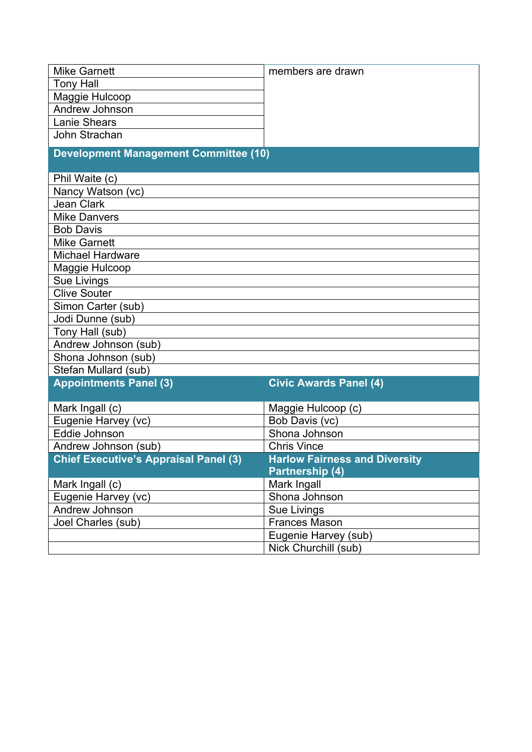| Mike Garnett | members are drawn |
|---|---|
| Tony Hall | |
| Maggie Hulcoop | |
| Andrew Johnson | |
| Lanie Shears | |
| John Strachan | |

| **Development Management Committee (10)** |
|---|
| Phil Waite (c) |
| Nancy Watson (vc) |
| Jean Clark |
| Mike Danvers |
| Bob Davis |
| Mike Garnett |
| Michael Hardware |
| Maggie Hulcoop |
| Sue Livings |
| Clive Souter |
| Simon Carter (sub) |
| Jodi Dunne (sub) |
| Tony Hall (sub) |
| Andrew Johnson (sub) |
| Shona Johnson (sub) |
| Stefan Mullard (sub) |

| **Appointments Panel (3)** | **Civic Awards Panel (4)** |
|---|---|
| Mark Ingall (c) | Maggie Hulcoop (c) |
| Eugenie Harvey (vc) | Bob Davis (vc) |
| Eddie Johnson | Shona Johnson |
| Andrew Johnson (sub) | Chris Vince |

| **Chief Executive's Appraisal Panel (3)** | **Harlow Fairness and Diversity Partnership (4)** |
|---|---|
| Mark Ingall (c) | Mark Ingall |
| Eugenie Harvey (vc) | Shona Johnson |
| Andrew Johnson | Sue Livings |
| Joel Charles (sub) | Frances Mason |
| | Eugenie Harvey (sub) |
| | Nick Churchill (sub) |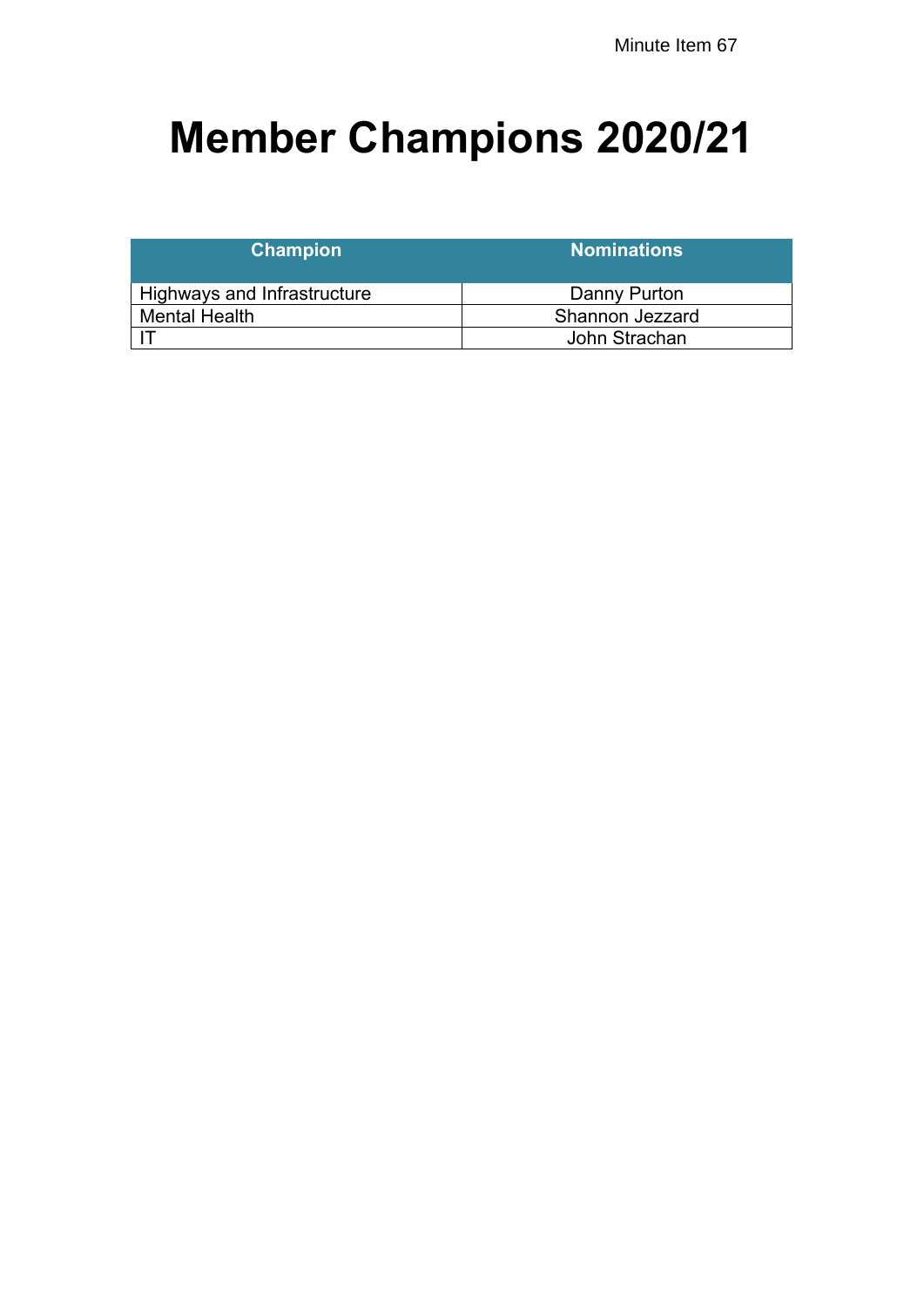Minute Item 67

# Member Champions 2020/21

| Champion | Nominations |
| --- | --- |
| Highways and Infrastructure | Danny Purton |
| Mental Health | Shannon Jezzard |
| IT | John Strachan |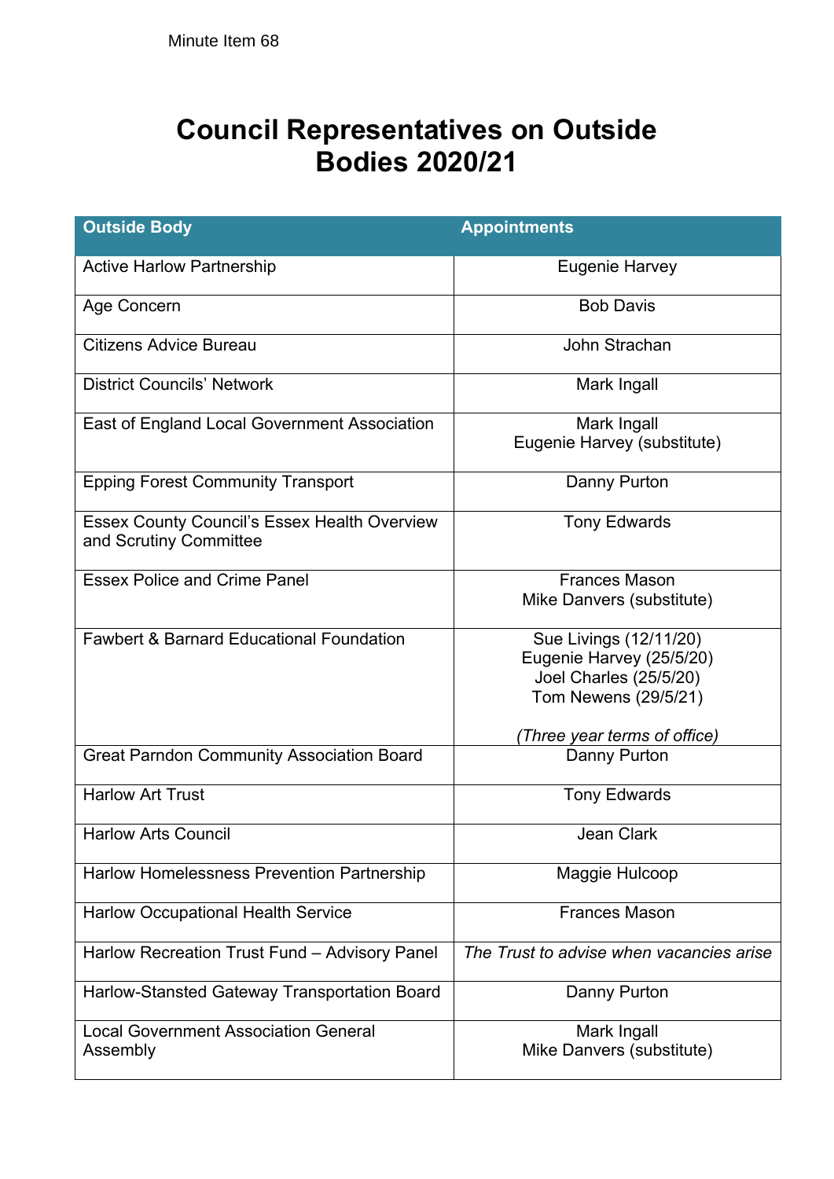Minute Item 68

# Council Representatives on Outside Bodies 2020/21

| Outside Body | Appointments |
|---|---|
| Active Harlow Partnership | Eugenie Harvey |
| Age Concern | Bob Davis |
| Citizens Advice Bureau | John Strachan |
| District Councils' Network | Mark Ingall |
| East of England Local Government Association | Mark Ingall<br>Eugenie Harvey (substitute) |
| Epping Forest Community Transport | Danny Purton |
| Essex County Council's Essex Health Overview and Scrutiny Committee | Tony Edwards |
| Essex Police and Crime Panel | Frances Mason<br>Mike Danvers (substitute) |
| Fawbert & Barnard Educational Foundation | Sue Livings (12/11/20)<br>Eugenie Harvey (25/5/20)<br>Joel Charles (25/5/20)<br>Tom Newens (29/5/21)<br><br>*(Three year terms of office)* |
| Great Parndon Community Association Board | Danny Purton |
| Harlow Art Trust | Tony Edwards |
| Harlow Arts Council | Jean Clark |
| Harlow Homelessness Prevention Partnership | Maggie Hulcoop |
| Harlow Occupational Health Service | Frances Mason |
| Harlow Recreation Trust Fund – Advisory Panel | *The Trust to advise when vacancies arise* |
| Harlow-Stansted Gateway Transportation Board | Danny Purton |
| Local Government Association General Assembly | Mark Ingall<br>Mike Danvers (substitute) |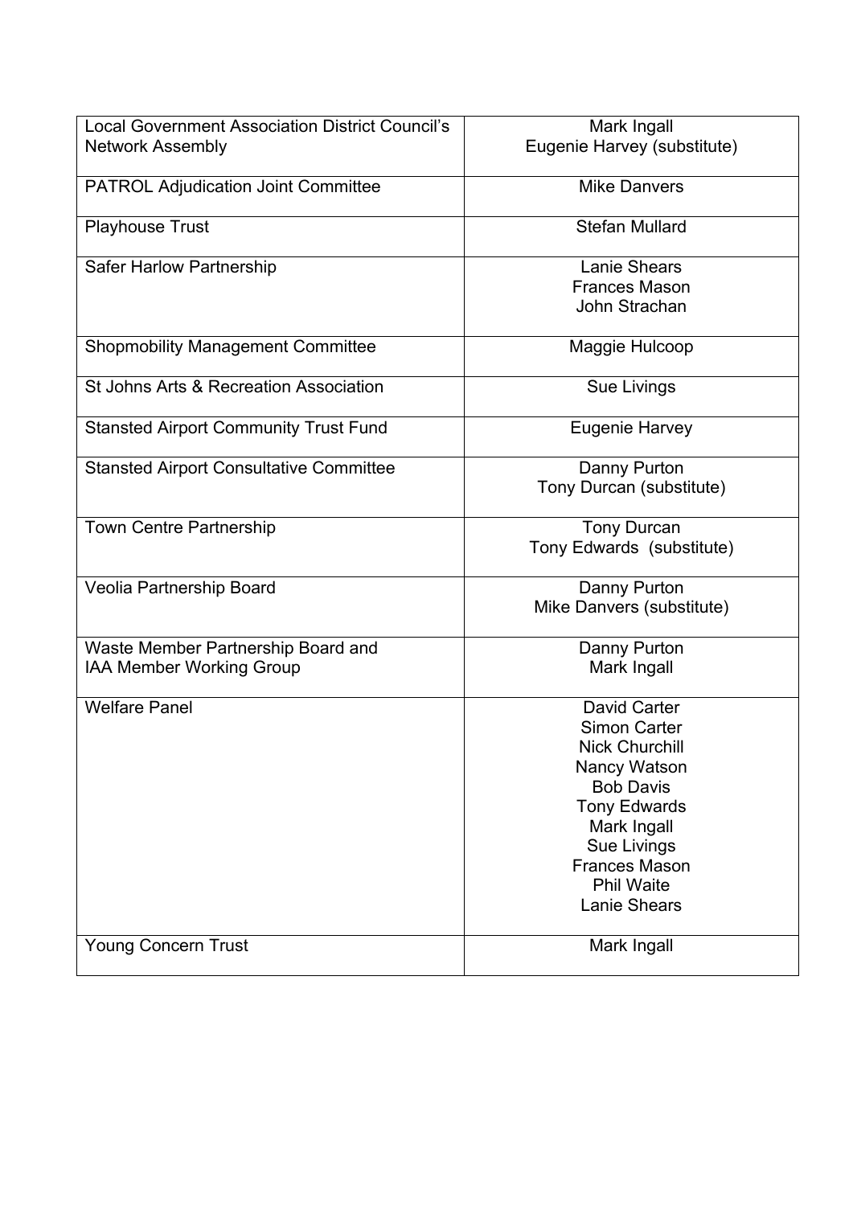| | |
|---|---|
| Local Government Association District Council's Network Assembly | Mark Ingall<br>Eugenie Harvey (substitute) |
| PATROL Adjudication Joint Committee | Mike Danvers |
| Playhouse Trust | Stefan Mullard |
| Safer Harlow Partnership | Lanie Shears<br>Frances Mason<br>John Strachan |
| Shopmobility Management Committee | Maggie Hulcoop |
| St Johns Arts & Recreation Association | Sue Livings |
| Stansted Airport Community Trust Fund | Eugenie Harvey |
| Stansted Airport Consultative Committee | Danny Purton<br>Tony Durcan (substitute) |
| Town Centre Partnership | Tony Durcan<br>Tony Edwards (substitute) |
| Veolia Partnership Board | Danny Purton<br>Mike Danvers (substitute) |
| Waste Member Partnership Board and IAA Member Working Group | Danny Purton<br>Mark Ingall |
| Welfare Panel | David Carter<br>Simon Carter<br>Nick Churchill<br>Nancy Watson<br>Bob Davis<br>Tony Edwards<br>Mark Ingall<br>Sue Livings<br>Frances Mason<br>Phil Waite<br>Lanie Shears |
| Young Concern Trust | Mark Ingall |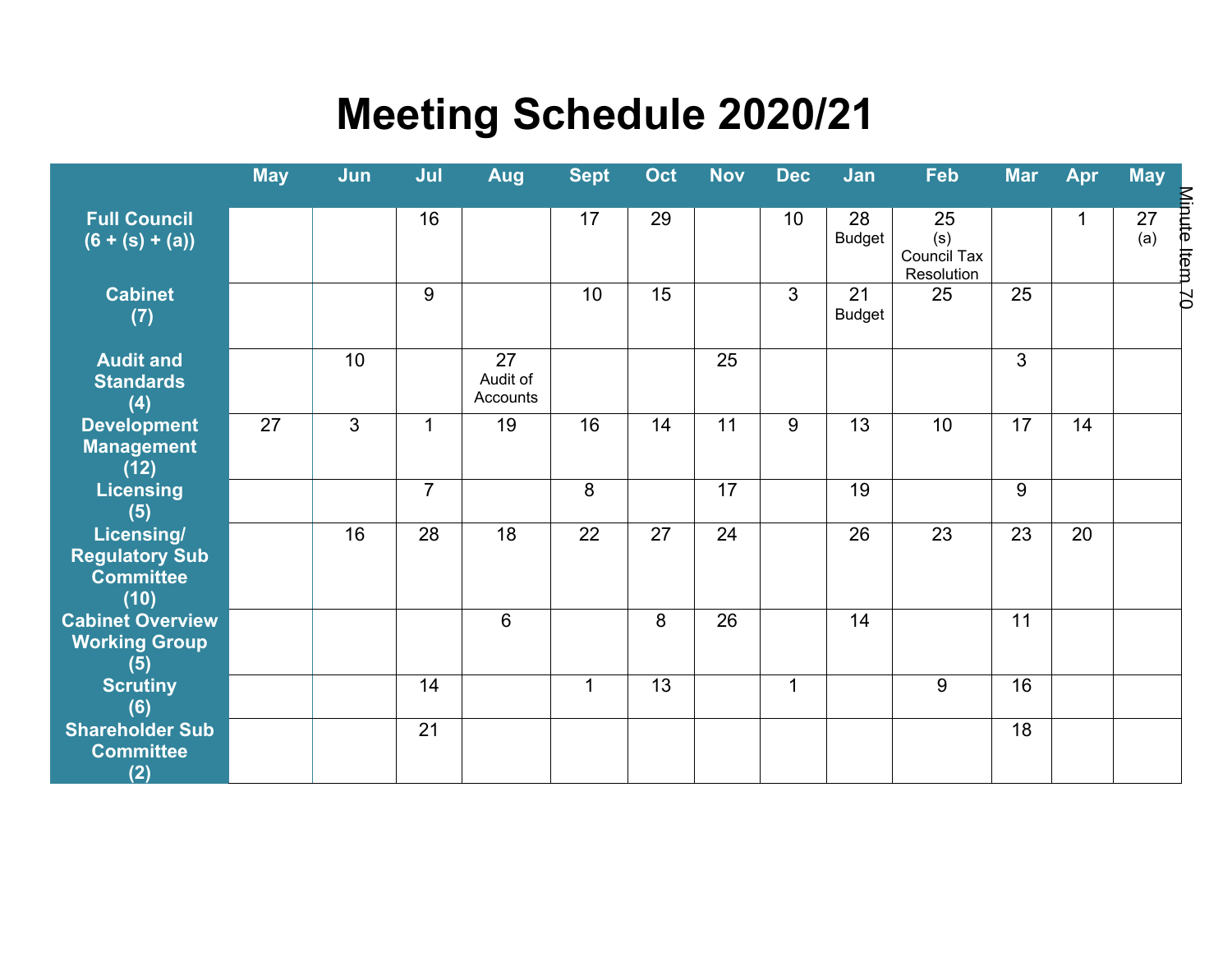# Meeting Schedule 2020/21

| | May | Jun | Jul | Aug | Sept | Oct | Nov | Dec | Jan | Feb | Mar | Apr | May |
|---|---|---|---|---|---|---|---|---|---|---|---|---|---|
| **Full Council (6 + (s) + (a))** | | | 16 | | 17 | 29 | | 10 | 28 Budget | 25 (s) Council Tax Resolution | | 1 | 27 (a) |
| **Cabinet (7)** | | | 9 | | 10 | 15 | | 3 | 21 Budget | 25 | 25 | | |
| **Audit and Standards (4)** | | 10 | | 27 Audit of Accounts | | | 25 | | | | 3 | | |
| **Development Management (12)** | 27 | 3 | 1 | 19 | 16 | 14 | 11 | 9 | 13 | 10 | 17 | 14 | |
| **Licensing (5)** | | | 7 | | 8 | | 17 | | 19 | | 9 | | |
| **Licensing/ Regulatory Sub Committee (10)** | | 16 | 28 | 18 | 22 | 27 | 24 | | 26 | 23 | 23 | 20 | |
| **Cabinet Overview Working Group (5)** | | | | 6 | | 8 | 26 | | 14 | | 11 | | |
| **Scrutiny (6)** | | | 14 | | 1 | 13 | | 1 | | 9 | 16 | | |
| **Shareholder Sub Committee (2)** | | | 21 | | | | | | | | 18 | | |

Minute Item 70